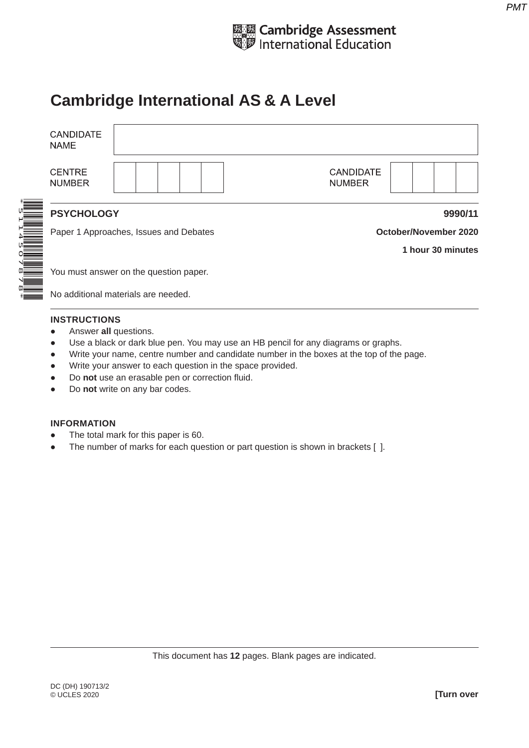# Cambridge International AS & A Level

| | |
|---|---|
| CANDIDATE NAME | |

| | | | |
|---|---|---|---|
| CENTRE NUMBER | | CANDIDATE NUMBER | |

*5114507878*

**PSYCHOLOGY** **9990/11**

Paper 1 Approaches, Issues and Debates **October/November 2020**

**1 hour 30 minutes**

You must answer on the question paper.

No additional materials are needed.

**INSTRUCTIONS**

- Answer **all** questions.
- Use a black or dark blue pen. You may use an HB pencil for any diagrams or graphs.
- Write your name, centre number and candidate number in the boxes at the top of the page.
- Write your answer to each question in the space provided.
- Do **not** use an erasable pen or correction fluid.
- Do **not** write on any bar codes.

**INFORMATION**

- The total mark for this paper is 60.
- The number of marks for each question or part question is shown in brackets [ ].

This document has **12** pages. Blank pages are indicated.

DC (DH) 190713/2
© UCLES 2020

**[Turn over**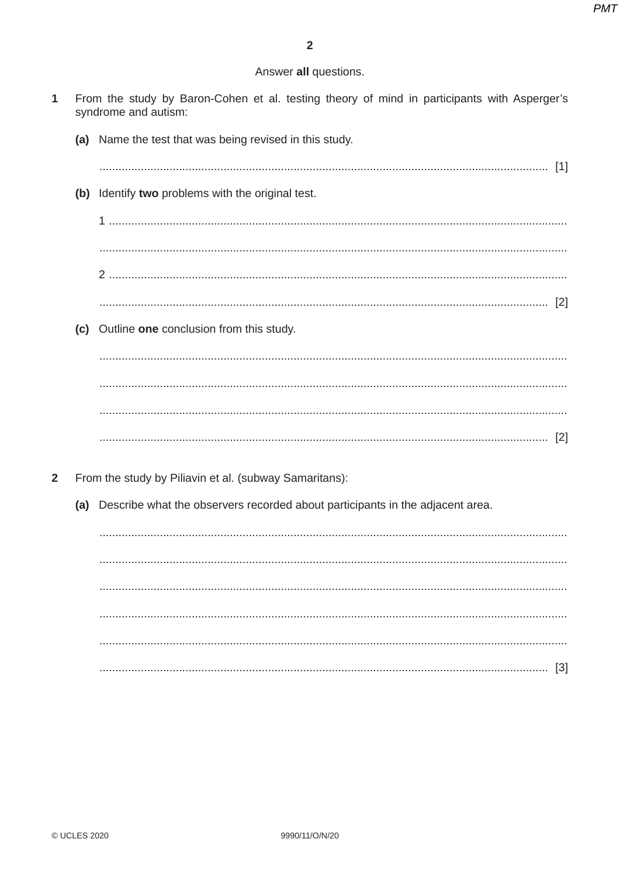Answer **all** questions.

**1** From the study by Baron-Cohen et al. testing theory of mind in participants with Asperger's syndrome and autism:

**(a)** Name the test that was being revised in this study.

............................................................................................................................................ [1]

**(b)** Identify **two** problems with the original test.

1 ..............................................................................................................................................

..............................................................................................................................................

2 ..............................................................................................................................................

............................................................................................................................................ [2]

**(c)** Outline **one** conclusion from this study.

..............................................................................................................................................

..............................................................................................................................................

..............................................................................................................................................

............................................................................................................................................ [2]

**2** From the study by Piliavin et al. (subway Samaritans):

**(a)** Describe what the observers recorded about participants in the adjacent area.

..............................................................................................................................................

..............................................................................................................................................

..............................................................................................................................................

..............................................................................................................................................

..............................................................................................................................................

............................................................................................................................................ [3]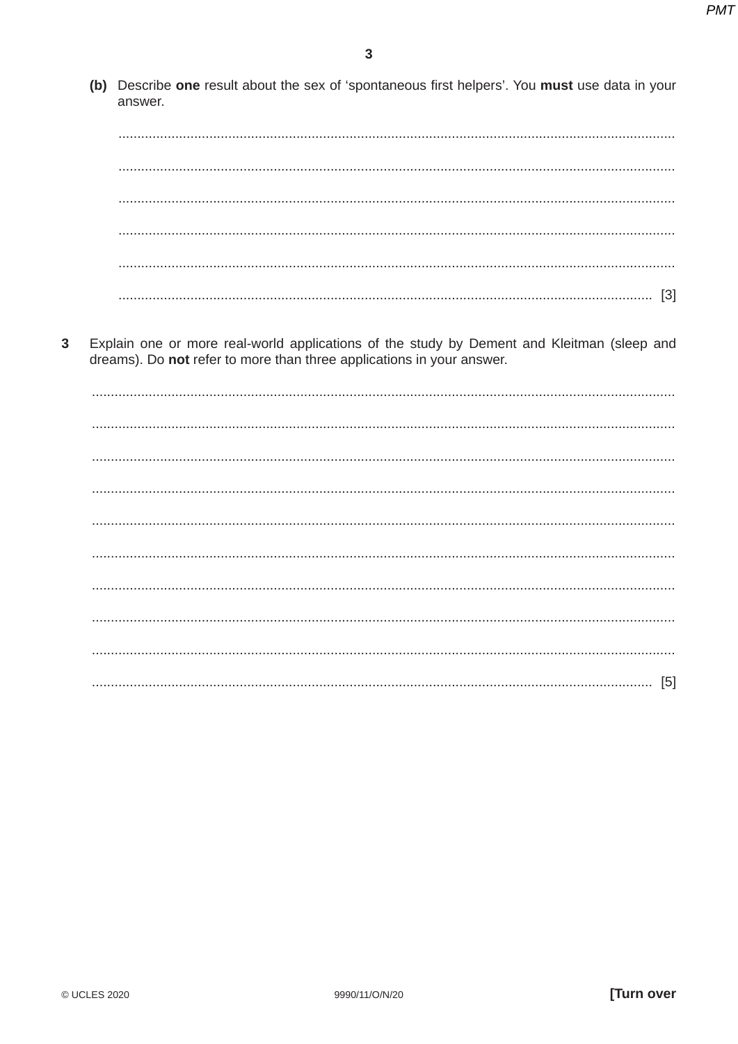**(b)** Describe **one** result about the sex of 'spontaneous first helpers'. You **must** use data in your answer.

.......................................................................................................................................................

.......................................................................................................................................................

.......................................................................................................................................................

.......................................................................................................................................................

.......................................................................................................................................................

....................................................................................................................................................... [3]

**3** Explain one or more real-world applications of the study by Dement and Kleitman (sleep and dreams). Do **not** refer to more than three applications in your answer.

.......................................................................................................................................................

.......................................................................................................................................................

.......................................................................................................................................................

.......................................................................................................................................................

.......................................................................................................................................................

.......................................................................................................................................................

.......................................................................................................................................................

.......................................................................................................................................................

.......................................................................................................................................................

....................................................................................................................................................... [5]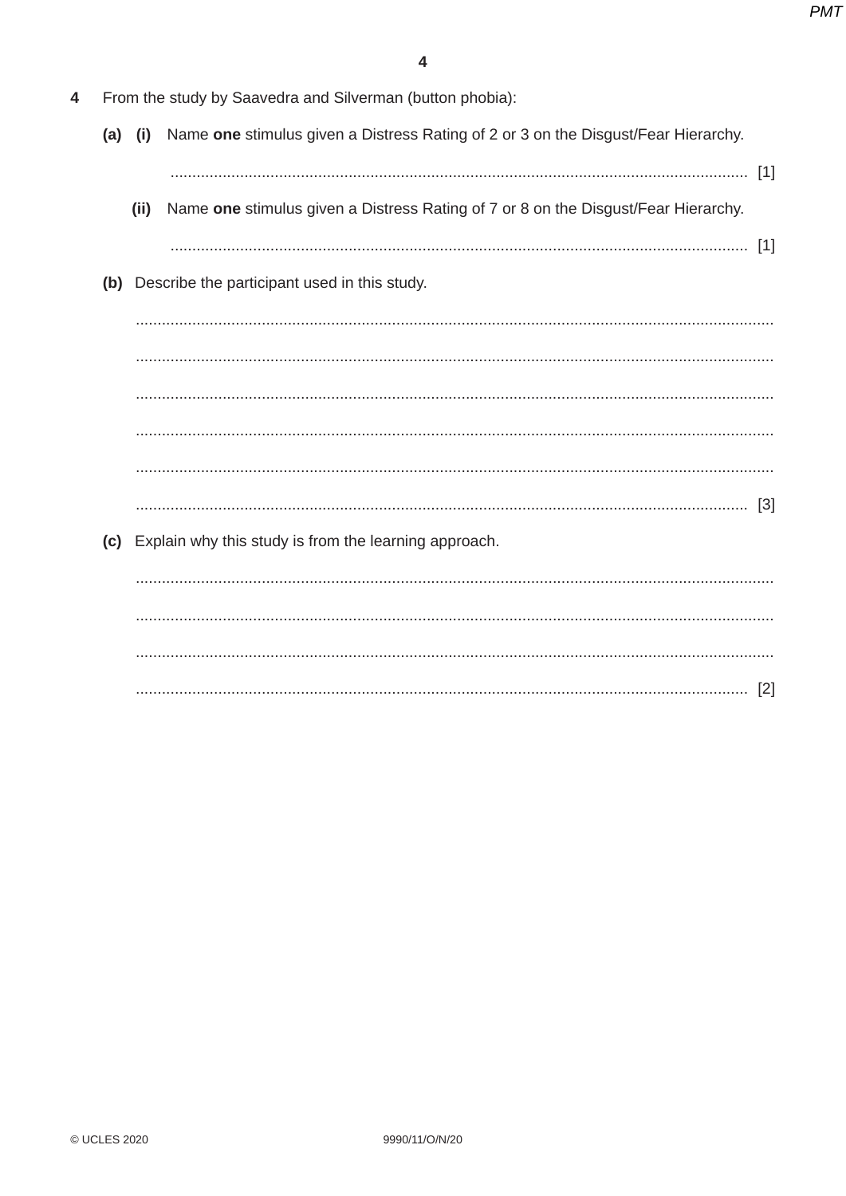**4** From the study by Saavedra and Silverman (button phobia):

**(a) (i)** Name **one** stimulus given a Distress Rating of 2 or 3 on the Disgust/Fear Hierarchy.

.................................................................................................................................... [1]

**(ii)** Name **one** stimulus given a Distress Rating of 7 or 8 on the Disgust/Fear Hierarchy.

.................................................................................................................................... [1]

**(b)** Describe the participant used in this study.

..................................................................................................................................................

..................................................................................................................................................

..................................................................................................................................................

..................................................................................................................................................

..................................................................................................................................................

............................................................................................................................................ [3]

**(c)** Explain why this study is from the learning approach.

..................................................................................................................................................

..................................................................................................................................................

..................................................................................................................................................

............................................................................................................................................ [2]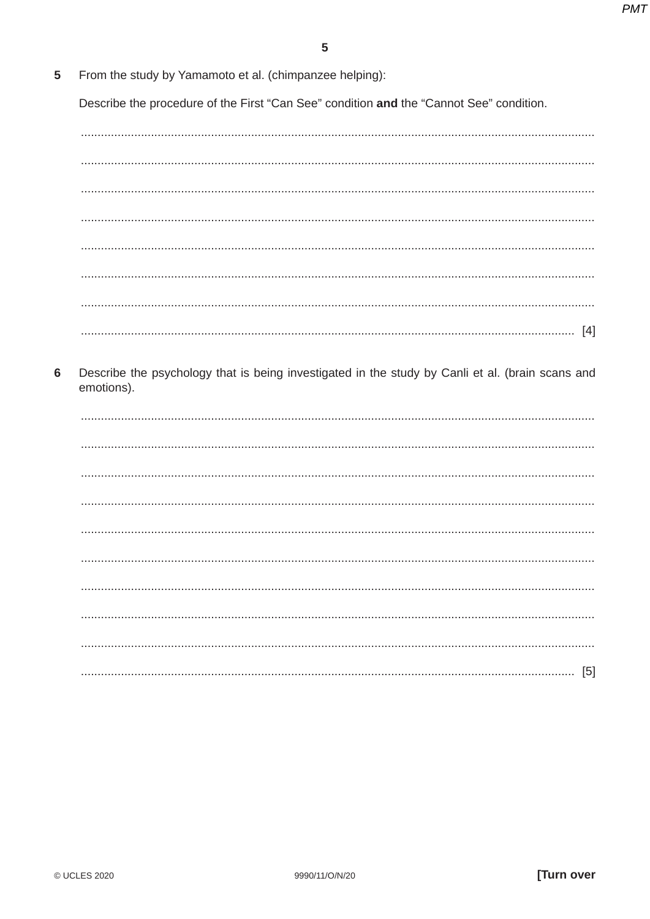**5** From the study by Yamamoto et al. (chimpanzee helping):

Describe the procedure of the First "Can See" condition **and** the "Cannot See" condition.

.......................................................................................................................................................

.......................................................................................................................................................

.......................................................................................................................................................

.......................................................................................................................................................

.......................................................................................................................................................

.......................................................................................................................................................

.......................................................................................................................................................

................................................................................................................................................. [4]

**6** Describe the psychology that is being investigated in the study by Canli et al. (brain scans and emotions).

.......................................................................................................................................................

.......................................................................................................................................................

.......................................................................................................................................................

.......................................................................................................................................................

.......................................................................................................................................................

.......................................................................................................................................................

.......................................................................................................................................................

.......................................................................................................................................................

.......................................................................................................................................................

................................................................................................................................................. [5]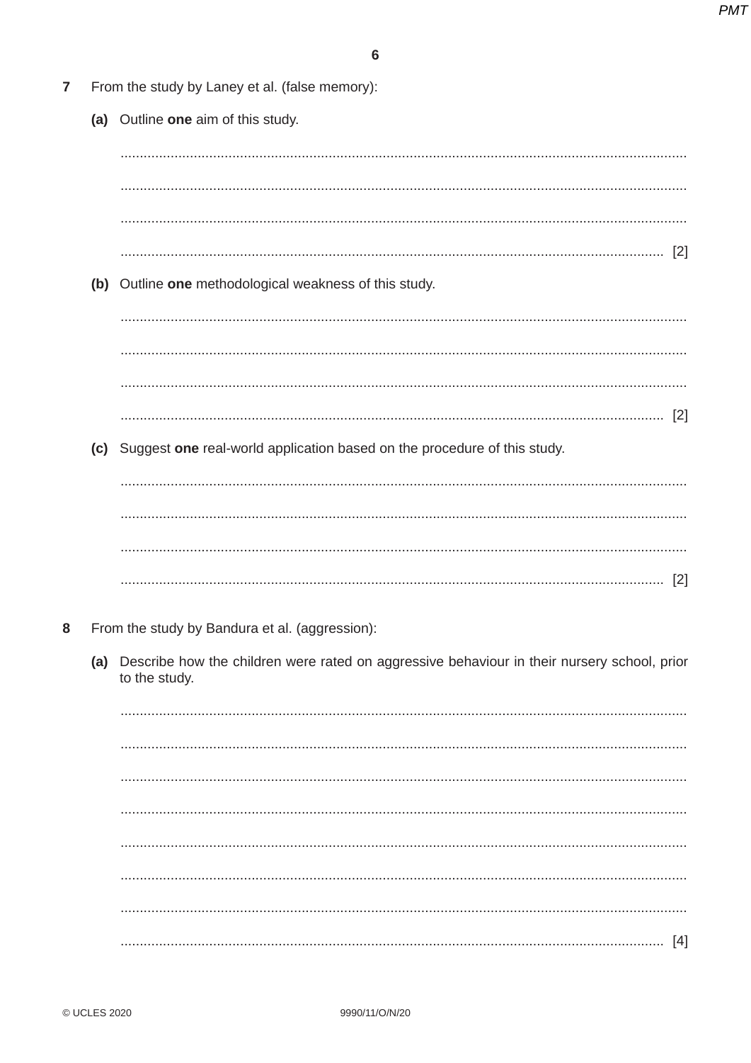**7** From the study by Laney et al. (false memory):

**(a)** Outline **one** aim of this study.

.......................................................................................................................................

.......................................................................................................................................

.......................................................................................................................................

.................................................................................................................................. [2]

**(b)** Outline **one** methodological weakness of this study.

.......................................................................................................................................

.......................................................................................................................................

.......................................................................................................................................

.................................................................................................................................. [2]

**(c)** Suggest **one** real-world application based on the procedure of this study.

.......................................................................................................................................

.......................................................................................................................................

.......................................................................................................................................

.................................................................................................................................. [2]

**8** From the study by Bandura et al. (aggression):

**(a)** Describe how the children were rated on aggressive behaviour in their nursery school, prior to the study.

.......................................................................................................................................

.......................................................................................................................................

.......................................................................................................................................

.......................................................................................................................................

.......................................................................................................................................

.......................................................................................................................................

.......................................................................................................................................

.................................................................................................................................. [4]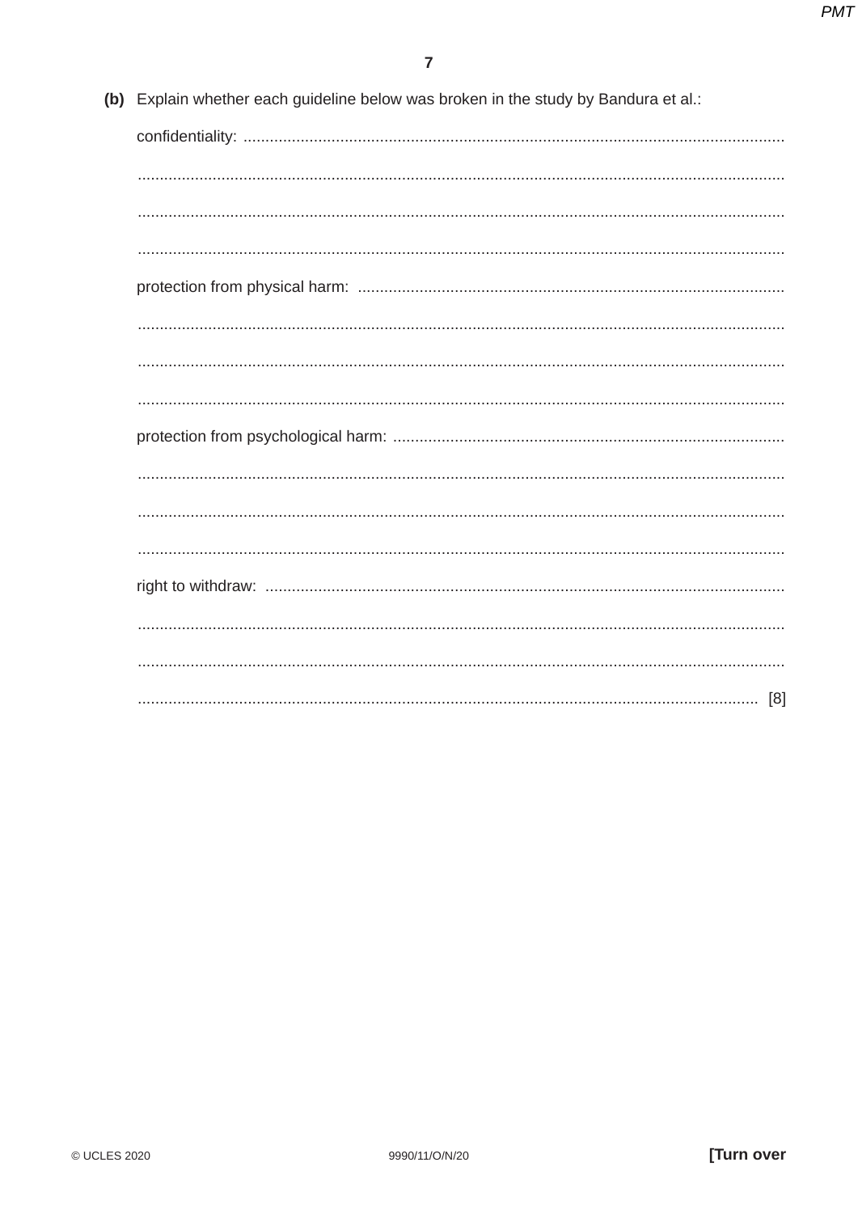(b) Explain whether each guideline below was broken in the study by Bandura et al.:

confidentiality: ..........................................................................................................................

..........................................................................................................................................

..........................................................................................................................................

..........................................................................................................................................

protection from physical harm: ..........................................................................................

..........................................................................................................................................

..........................................................................................................................................

..........................................................................................................................................

protection from psychological harm: ..................................................................................

..........................................................................................................................................

..........................................................................................................................................

..........................................................................................................................................

right to withdraw: ..............................................................................................................

..........................................................................................................................................

..........................................................................................................................................

.................................................................................................................................... [8]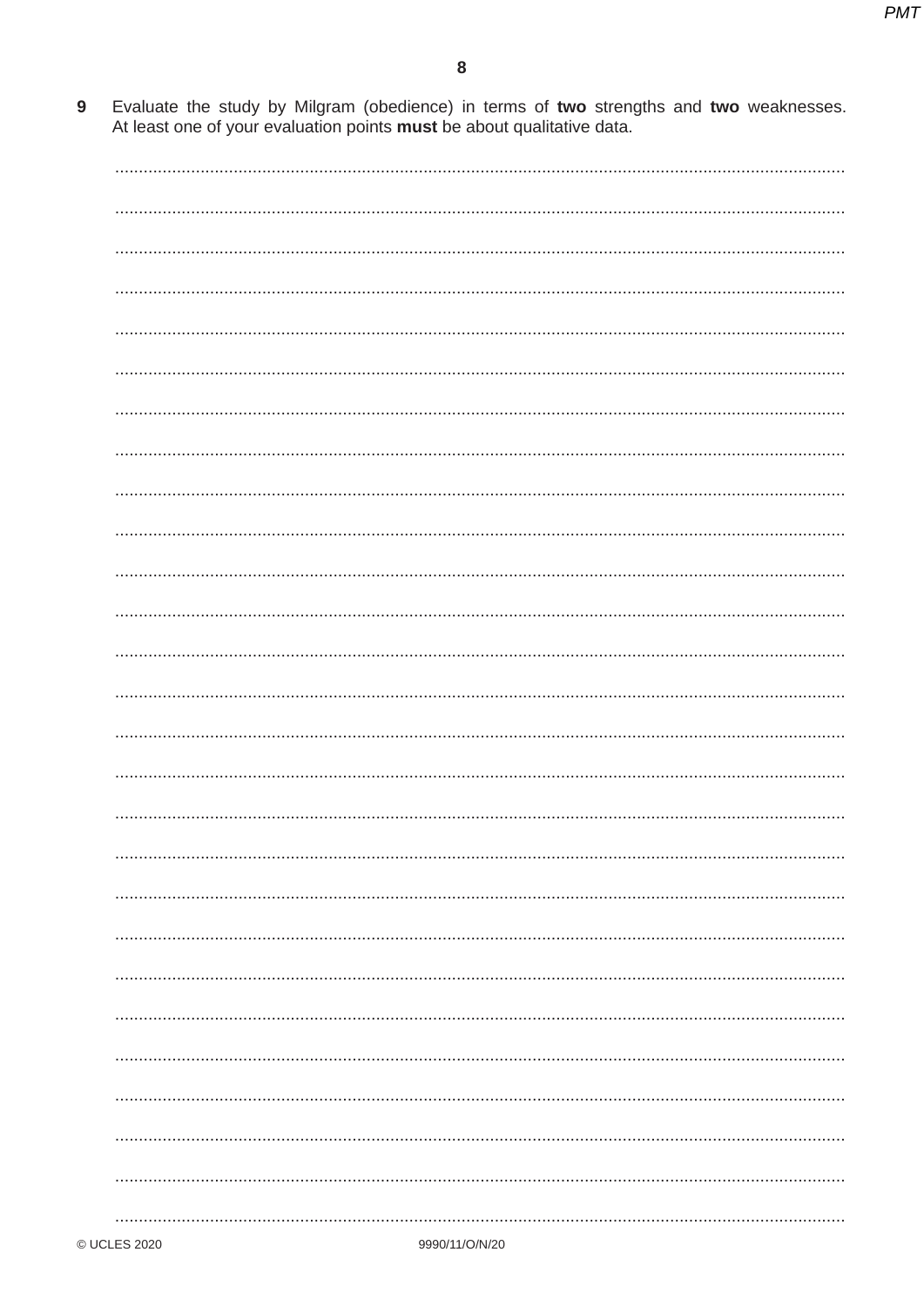**9** Evaluate the study by Milgram (obedience) in terms of **two** strengths and **two** weaknesses. At least one of your evaluation points **must** be about qualitative data.

..........................................................................................................................................

..........................................................................................................................................

..........................................................................................................................................

..........................................................................................................................................

..........................................................................................................................................

..........................................................................................................................................

..........................................................................................................................................

..........................................................................................................................................

..........................................................................................................................................

..........................................................................................................................................

..........................................................................................................................................

..........................................................................................................................................

..........................................................................................................................................

..........................................................................................................................................

..........................................................................................................................................

..........................................................................................................................................

..........................................................................................................................................

..........................................................................................................................................

..........................................................................................................................................

..........................................................................................................................................

..........................................................................................................................................

..........................................................................................................................................

..........................................................................................................................................

..........................................................................................................................................

..........................................................................................................................................

..........................................................................................................................................

..........................................................................................................................................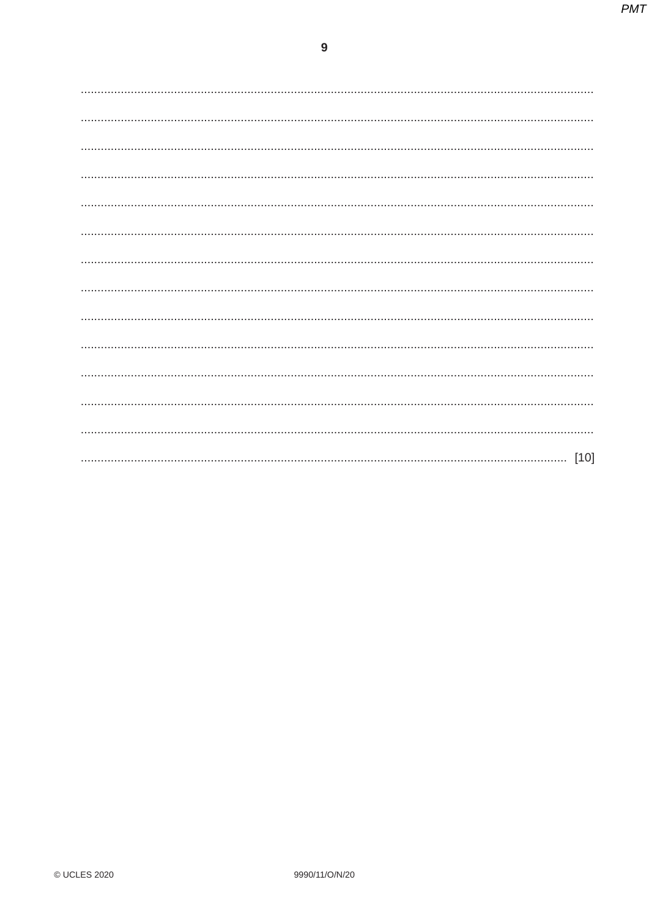[10]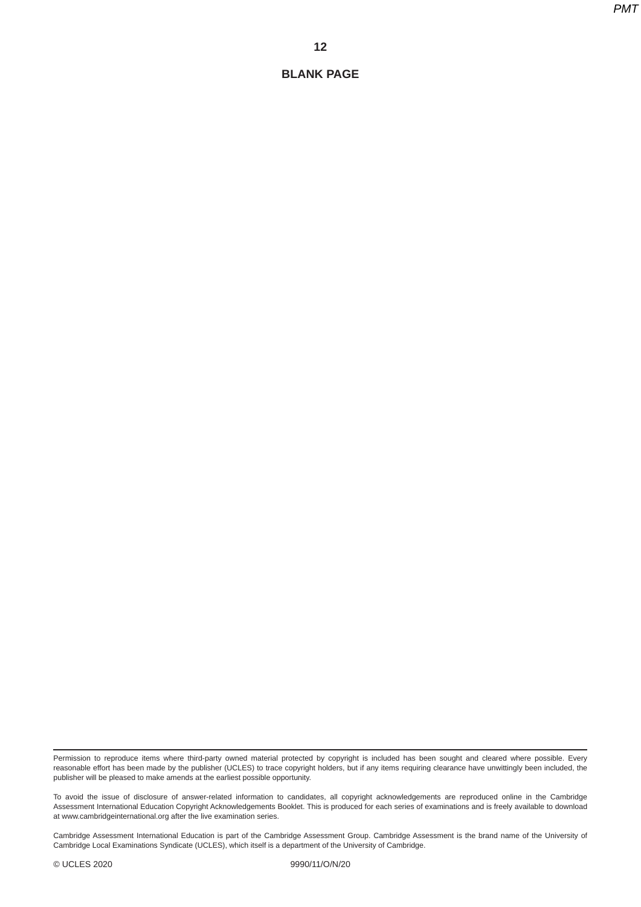**BLANK PAGE**

Permission to reproduce items where third-party owned material protected by copyright is included has been sought and cleared where possible. Every reasonable effort has been made by the publisher (UCLES) to trace copyright holders, but if any items requiring clearance have unwittingly been included, the publisher will be pleased to make amends at the earliest possible opportunity.

To avoid the issue of disclosure of answer-related information to candidates, all copyright acknowledgements are reproduced online in the Cambridge Assessment International Education Copyright Acknowledgements Booklet. This is produced for each series of examinations and is freely available to download at www.cambridgeinternational.org after the live examination series.

Cambridge Assessment International Education is part of the Cambridge Assessment Group. Cambridge Assessment is the brand name of the University of Cambridge Local Examinations Syndicate (UCLES), which itself is a department of the University of Cambridge.